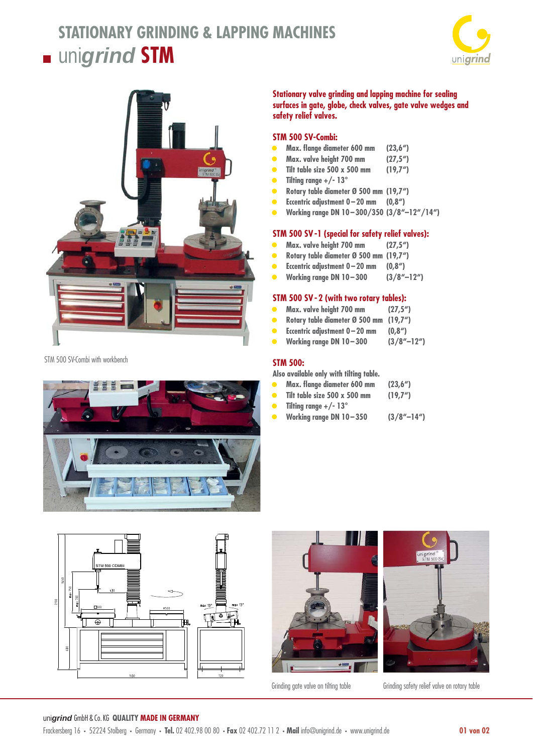# STATIONARY GRINDING & LAPPING MACHINES

## unigrind STM

STM 500 SV-Combi with workbench

**Stationary valve grinding and lapping machine for sealing surfaces in gate, globe, check valves, gate valve wedges and safety relief valves.**

### STM 500 SV-Combi:

- Max. flange diameter 600 mm (23,6")
- Max. valve height 700 mm (27,5")
- Tilt table size 500 x 500 mm (19,7")
- Tilting range +/- 13°
- Rotary table diameter Ø 500 mm (19,7")
- Eccentric adjustment 0–20 mm (0,8")
- Working range DN 10–300/350 (3/8"–12"/14")

### STM 500 SV-1 (special for safety relief valves):

- Max. valve height 700 mm (27,5")
- Rotary table diameter Ø 500 mm (19,7")
- Eccentric adjustment 0–20 mm (0,8")
- Working range DN 10–300 (3/8"–12")

### STM 500 SV-2 (with two rotary tables):

- Max. valve height 700 mm (27,5")
- Rotary table diameter Ø 500 mm (19,7")
- Eccentric adjustment 0–20 mm (0,8")
- Working range DN 10–300 (3/8"–12")

### STM 500:

Also available only with tilting table.

- Max. flange diameter 600 mm (23,6")
- Tilt table size 500 x 500 mm (19,7")
- Tilting range +/- 13°
- Working range DN 10–350 (3/8"–14")

Grinding gate valve on tilting table

Grinding safety relief valve on rotary table

unigrind GmbH & Co. KG **QUALITY MADE IN GERMANY**

Frackersberg 16 • 52224 Stolberg • Germany • **Tel.** 02 402.98 00 80 • **Fax** 02 402.72 11 2 • **Mail** info@unigrind.de • www.unigrind.de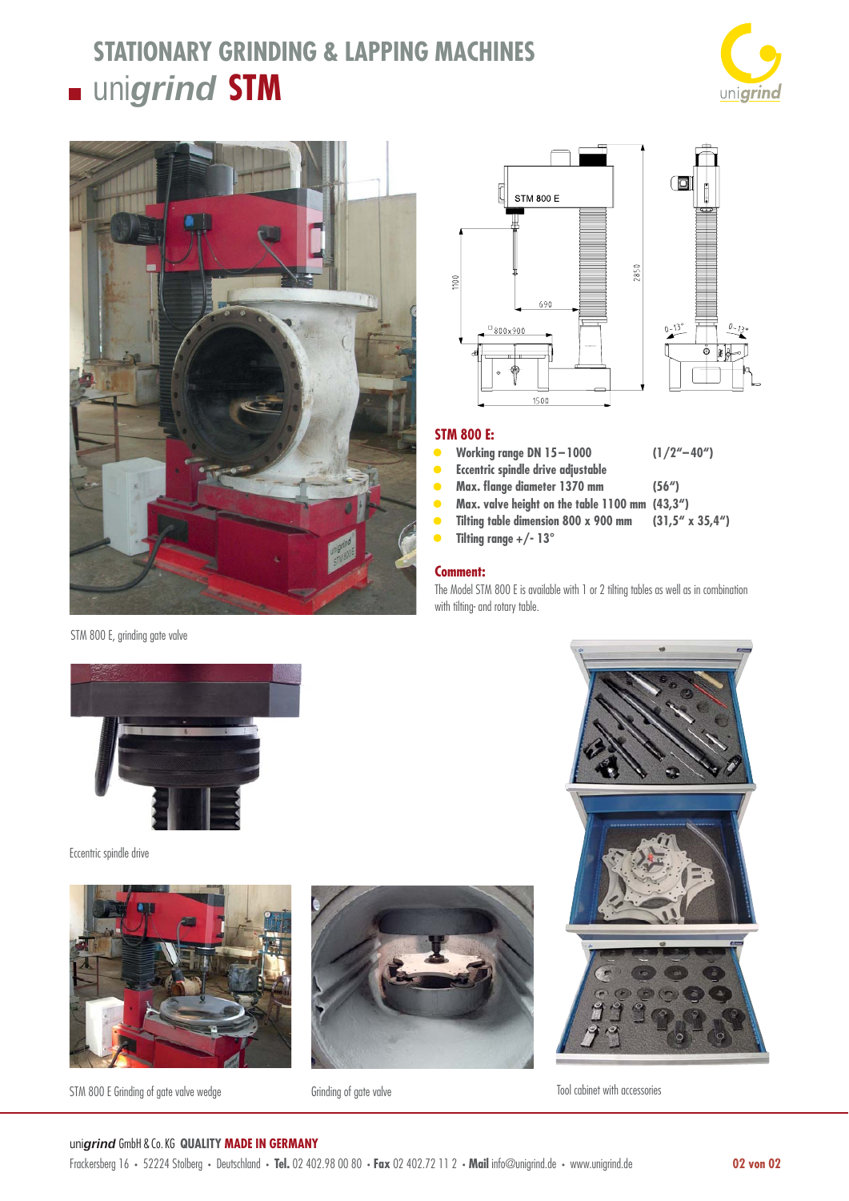# STATIONARY GRINDING & LAPPING MACHINES

## unigrind STM

STM 800 E, grinding gate valve

STM 800 E

1100

690

2850

□800x900

1500

0-13°

0-13°

### STM 800 E:

- Working range DN 15–1000 (1/2"–40")
- Eccentric spindle drive adjustable
- Max. flange diameter 1370 mm (56")
- Max. valve height on the table 1100 mm (43,3")
- Tilting table dimension 800 x 900 mm (31,5" x 35,4")
- Tilting range +/- 13°

### Comment:

The Model STM 800 E is available with 1 or 2 tilting tables as well as in combination with tilting- and rotary table.

Eccentric spindle drive

STM 800 E Grinding of gate valve wedge

Grinding of gate valve

Tool cabinet with accessories

unigrind GmbH & Co. KG **QUALITY MADE IN GERMANY**

Frackersberg 16 • 52224 Stolberg • Deutschland • **Tel.** 02 402.98 00 80 • **Fax** 02 402.72 11 2 • **Mail** info@unigrind.de • www.unigrind.de